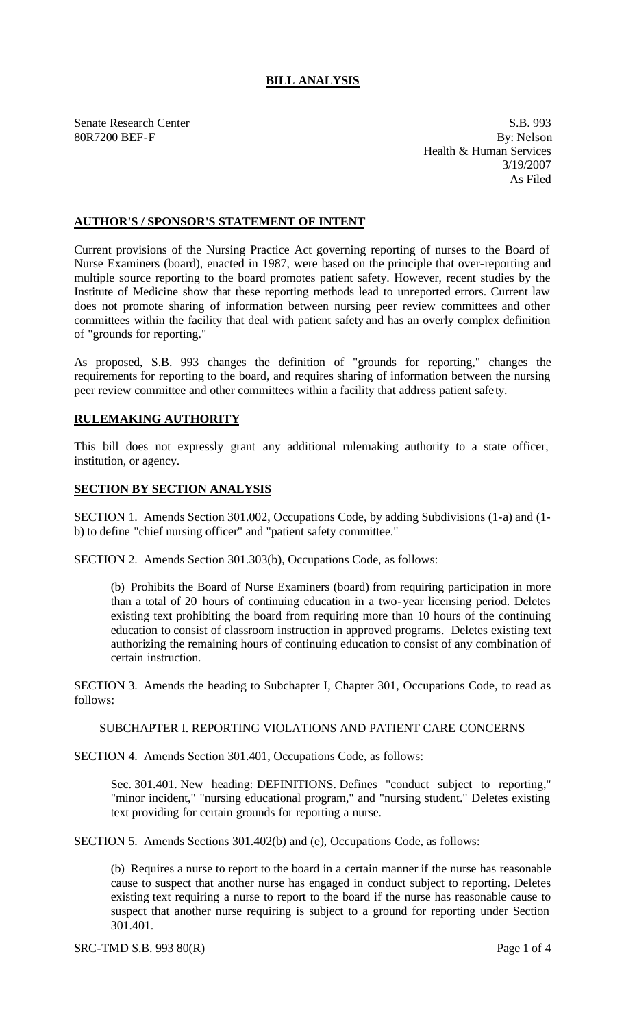# BILL ANALYSIS

Senate Research Center
80R7200 BEF-F

S.B. 993
By: Nelson
Health & Human Services
3/19/2007
As Filed

## AUTHOR'S / SPONSOR'S STATEMENT OF INTENT

Current provisions of the Nursing Practice Act governing reporting of nurses to the Board of Nurse Examiners (board), enacted in 1987, were based on the principle that over-reporting and multiple source reporting to the board promotes patient safety. However, recent studies by the Institute of Medicine show that these reporting methods lead to unreported errors. Current law does not promote sharing of information between nursing peer review committees and other committees within the facility that deal with patient safety and has an overly complex definition of "grounds for reporting."

As proposed, S.B. 993 changes the definition of "grounds for reporting," changes the requirements for reporting to the board, and requires sharing of information between the nursing peer review committee and other committees within a facility that address patient safety.

## RULEMAKING AUTHORITY

This bill does not expressly grant any additional rulemaking authority to a state officer, institution, or agency.

## SECTION BY SECTION ANALYSIS

SECTION 1. Amends Section 301.002, Occupations Code, by adding Subdivisions (1-a) and (1-b) to define "chief nursing officer" and "patient safety committee."

SECTION 2. Amends Section 301.303(b), Occupations Code, as follows:

(b) Prohibits the Board of Nurse Examiners (board) from requiring participation in more than a total of 20 hours of continuing education in a two-year licensing period. Deletes existing text prohibiting the board from requiring more than 10 hours of the continuing education to consist of classroom instruction in approved programs. Deletes existing text authorizing the remaining hours of continuing education to consist of any combination of certain instruction.

SECTION 3. Amends the heading to Subchapter I, Chapter 301, Occupations Code, to read as follows:

SUBCHAPTER I. REPORTING VIOLATIONS AND PATIENT CARE CONCERNS

SECTION 4. Amends Section 301.401, Occupations Code, as follows:

Sec. 301.401. New heading: DEFINITIONS. Defines "conduct subject to reporting," "minor incident," "nursing educational program," and "nursing student." Deletes existing text providing for certain grounds for reporting a nurse.

SECTION 5. Amends Sections 301.402(b) and (e), Occupations Code, as follows:

(b) Requires a nurse to report to the board in a certain manner if the nurse has reasonable cause to suspect that another nurse has engaged in conduct subject to reporting. Deletes existing text requiring a nurse to report to the board if the nurse has reasonable cause to suspect that another nurse requiring is subject to a ground for reporting under Section 301.401.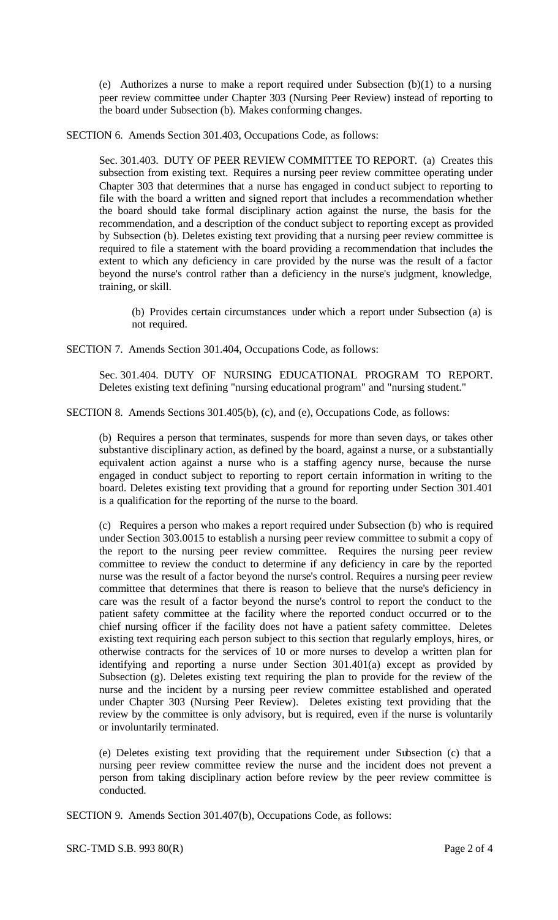(e) Authorizes a nurse to make a report required under Subsection (b)(1) to a nursing peer review committee under Chapter 303 (Nursing Peer Review) instead of reporting to the board under Subsection (b). Makes conforming changes.

SECTION 6. Amends Section 301.403, Occupations Code, as follows:

Sec. 301.403. DUTY OF PEER REVIEW COMMITTEE TO REPORT. (a) Creates this subsection from existing text. Requires a nursing peer review committee operating under Chapter 303 that determines that a nurse has engaged in conduct subject to reporting to file with the board a written and signed report that includes a recommendation whether the board should take formal disciplinary action against the nurse, the basis for the recommendation, and a description of the conduct subject to reporting except as provided by Subsection (b). Deletes existing text providing that a nursing peer review committee is required to file a statement with the board providing a recommendation that includes the extent to which any deficiency in care provided by the nurse was the result of a factor beyond the nurse's control rather than a deficiency in the nurse's judgment, knowledge, training, or skill.

(b) Provides certain circumstances under which a report under Subsection (a) is not required.

SECTION 7. Amends Section 301.404, Occupations Code, as follows:

Sec. 301.404. DUTY OF NURSING EDUCATIONAL PROGRAM TO REPORT. Deletes existing text defining "nursing educational program" and "nursing student."

SECTION 8. Amends Sections 301.405(b), (c), and (e), Occupations Code, as follows:

(b) Requires a person that terminates, suspends for more than seven days, or takes other substantive disciplinary action, as defined by the board, against a nurse, or a substantially equivalent action against a nurse who is a staffing agency nurse, because the nurse engaged in conduct subject to reporting to report certain information in writing to the board. Deletes existing text providing that a ground for reporting under Section 301.401 is a qualification for the reporting of the nurse to the board.

(c) Requires a person who makes a report required under Subsection (b) who is required under Section 303.0015 to establish a nursing peer review committee to submit a copy of the report to the nursing peer review committee. Requires the nursing peer review committee to review the conduct to determine if any deficiency in care by the reported nurse was the result of a factor beyond the nurse's control. Requires a nursing peer review committee that determines that there is reason to believe that the nurse's deficiency in care was the result of a factor beyond the nurse's control to report the conduct to the patient safety committee at the facility where the reported conduct occurred or to the chief nursing officer if the facility does not have a patient safety committee. Deletes existing text requiring each person subject to this section that regularly employs, hires, or otherwise contracts for the services of 10 or more nurses to develop a written plan for identifying and reporting a nurse under Section 301.401(a) except as provided by Subsection (g). Deletes existing text requiring the plan to provide for the review of the nurse and the incident by a nursing peer review committee established and operated under Chapter 303 (Nursing Peer Review). Deletes existing text providing that the review by the committee is only advisory, but is required, even if the nurse is voluntarily or involuntarily terminated.

(e) Deletes existing text providing that the requirement under Subsection (c) that a nursing peer review committee review the nurse and the incident does not prevent a person from taking disciplinary action before review by the peer review committee is conducted.

SECTION 9. Amends Section 301.407(b), Occupations Code, as follows: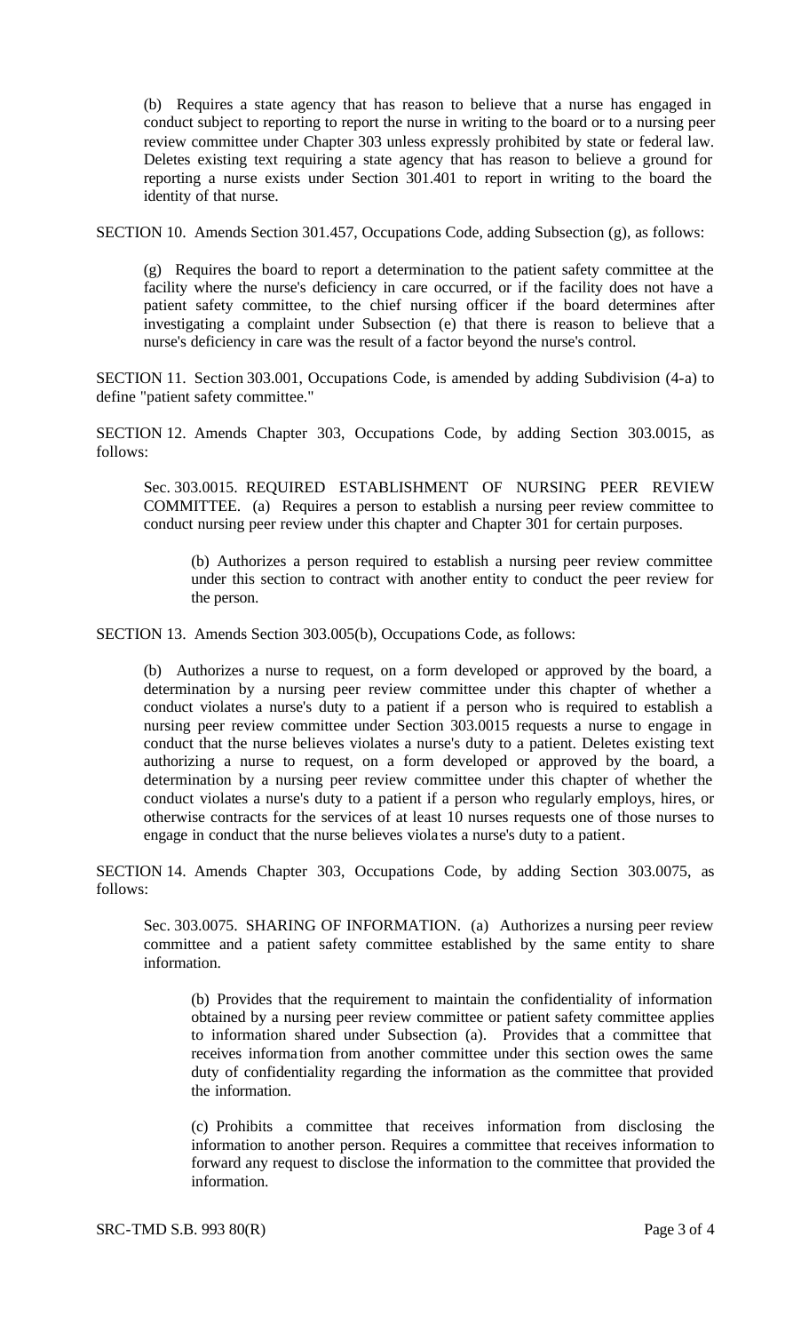(b) Requires a state agency that has reason to believe that a nurse has engaged in conduct subject to reporting to report the nurse in writing to the board or to a nursing peer review committee under Chapter 303 unless expressly prohibited by state or federal law. Deletes existing text requiring a state agency that has reason to believe a ground for reporting a nurse exists under Section 301.401 to report in writing to the board the identity of that nurse.

SECTION 10. Amends Section 301.457, Occupations Code, adding Subsection (g), as follows:

(g) Requires the board to report a determination to the patient safety committee at the facility where the nurse's deficiency in care occurred, or if the facility does not have a patient safety committee, to the chief nursing officer if the board determines after investigating a complaint under Subsection (e) that there is reason to believe that a nurse's deficiency in care was the result of a factor beyond the nurse's control.

SECTION 11. Section 303.001, Occupations Code, is amended by adding Subdivision (4-a) to define "patient safety committee."

SECTION 12. Amends Chapter 303, Occupations Code, by adding Section 303.0015, as follows:

Sec. 303.0015. REQUIRED ESTABLISHMENT OF NURSING PEER REVIEW COMMITTEE. (a) Requires a person to establish a nursing peer review committee to conduct nursing peer review under this chapter and Chapter 301 for certain purposes.

(b) Authorizes a person required to establish a nursing peer review committee under this section to contract with another entity to conduct the peer review for the person.

SECTION 13. Amends Section 303.005(b), Occupations Code, as follows:

(b) Authorizes a nurse to request, on a form developed or approved by the board, a determination by a nursing peer review committee under this chapter of whether a conduct violates a nurse's duty to a patient if a person who is required to establish a nursing peer review committee under Section 303.0015 requests a nurse to engage in conduct that the nurse believes violates a nurse's duty to a patient. Deletes existing text authorizing a nurse to request, on a form developed or approved by the board, a determination by a nursing peer review committee under this chapter of whether the conduct violates a nurse's duty to a patient if a person who regularly employs, hires, or otherwise contracts for the services of at least 10 nurses requests one of those nurses to engage in conduct that the nurse believes violates a nurse's duty to a patient.

SECTION 14. Amends Chapter 303, Occupations Code, by adding Section 303.0075, as follows:

Sec. 303.0075. SHARING OF INFORMATION. (a) Authorizes a nursing peer review committee and a patient safety committee established by the same entity to share information.

(b) Provides that the requirement to maintain the confidentiality of information obtained by a nursing peer review committee or patient safety committee applies to information shared under Subsection (a). Provides that a committee that receives information from another committee under this section owes the same duty of confidentiality regarding the information as the committee that provided the information.

(c) Prohibits a committee that receives information from disclosing the information to another person. Requires a committee that receives information to forward any request to disclose the information to the committee that provided the information.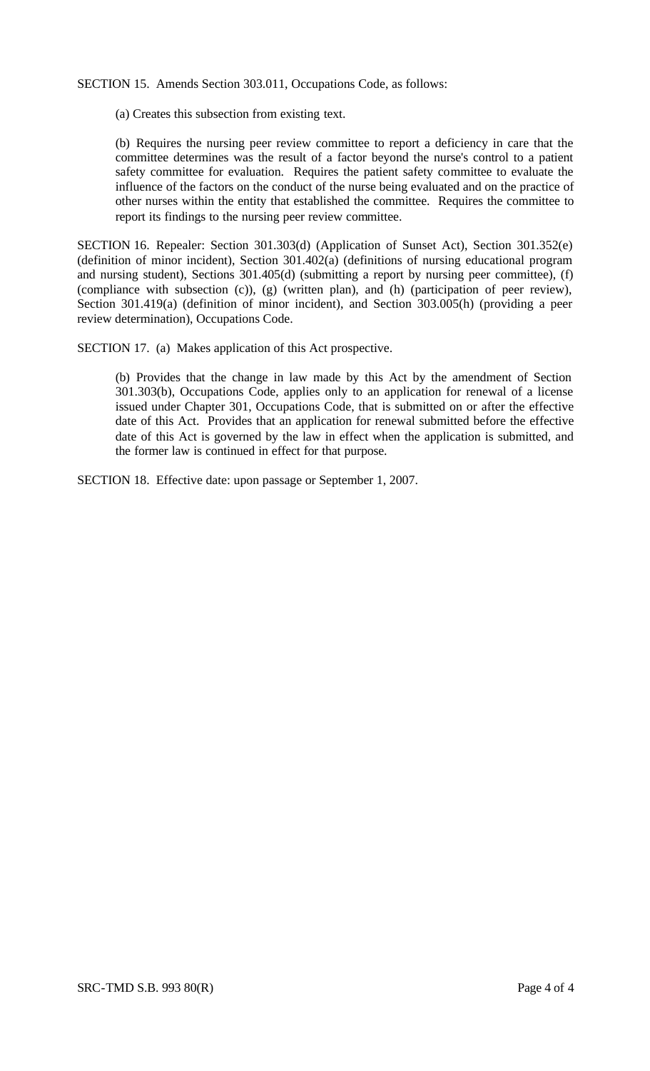SECTION 15. Amends Section 303.011, Occupations Code, as follows:

(a) Creates this subsection from existing text.

(b) Requires the nursing peer review committee to report a deficiency in care that the committee determines was the result of a factor beyond the nurse's control to a patient safety committee for evaluation. Requires the patient safety committee to evaluate the influence of the factors on the conduct of the nurse being evaluated and on the practice of other nurses within the entity that established the committee. Requires the committee to report its findings to the nursing peer review committee.

SECTION 16. Repealer: Section 301.303(d) (Application of Sunset Act), Section 301.352(e) (definition of minor incident), Section 301.402(a) (definitions of nursing educational program and nursing student), Sections 301.405(d) (submitting a report by nursing peer committee), (f) (compliance with subsection (c)), (g) (written plan), and (h) (participation of peer review), Section 301.419(a) (definition of minor incident), and Section 303.005(h) (providing a peer review determination), Occupations Code.

SECTION 17. (a) Makes application of this Act prospective.

(b) Provides that the change in law made by this Act by the amendment of Section 301.303(b), Occupations Code, applies only to an application for renewal of a license issued under Chapter 301, Occupations Code, that is submitted on or after the effective date of this Act. Provides that an application for renewal submitted before the effective date of this Act is governed by the law in effect when the application is submitted, and the former law is continued in effect for that purpose.

SECTION 18. Effective date: upon passage or September 1, 2007.